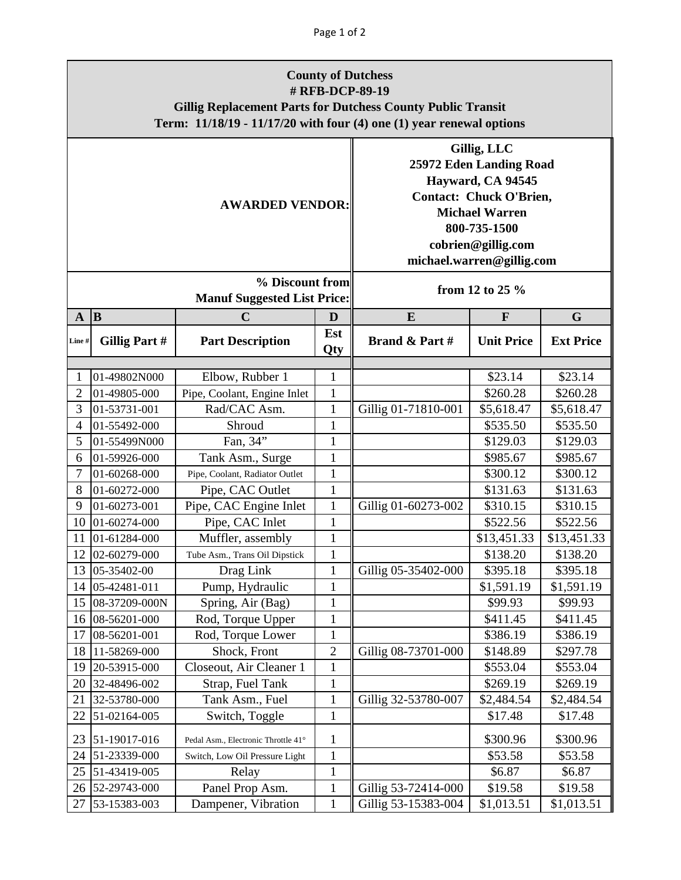**County of Dutchess**
**# RFB-DCP-89-19**
**Gillig Replacement Parts for Dutchess County Public Transit**
**Term: 11/18/19 - 11/17/20 with four (4) one (1) year renewal options**

| | |
|---|---|
| **AWARDED VENDOR:** | **Gillig, LLC**<br>**25972 Eden Landing Road**<br>**Hayward, CA 94545**<br>**Contact: Chuck O'Brien,**<br>**Michael Warren**<br>**800-735-1500**<br>**cobrien@gillig.com**<br>**michael.warren@gillig.com** |
| **% Discount from Manuf Suggested List Price:** | **from 12 to 25 %** |

| A | B | C | D | E | F | G |
|---|---|---|---|---|---|---|
| **Line #** | **Gillig Part #** | **Part Description** | **Est Qty** | **Brand & Part #** | **Unit Price** | **Ext Price** |
| 1 | 01-49802N000 | Elbow, Rubber 1 | 1 | | $23.14 | $23.14 |
| 2 | 01-49805-000 | Pipe, Coolant, Engine Inlet | 1 | | $260.28 | $260.28 |
| 3 | 01-53731-001 | Rad/CAC Asm. | 1 | Gillig 01-71810-001 | $5,618.47 | $5,618.47 |
| 4 | 01-55492-000 | Shroud | 1 | | $535.50 | $535.50 |
| 5 | 01-55499N000 | Fan, 34" | 1 | | $129.03 | $129.03 |
| 6 | 01-59926-000 | Tank Asm., Surge | 1 | | $985.67 | $985.67 |
| 7 | 01-60268-000 | Pipe, Coolant, Radiator Outlet | 1 | | $300.12 | $300.12 |
| 8 | 01-60272-000 | Pipe, CAC Outlet | 1 | | $131.63 | $131.63 |
| 9 | 01-60273-001 | Pipe, CAC Engine Inlet | 1 | Gillig 01-60273-002 | $310.15 | $310.15 |
| 10 | 01-60274-000 | Pipe, CAC Inlet | 1 | | $522.56 | $522.56 |
| 11 | 01-61284-000 | Muffler, assembly | 1 | | $13,451.33 | $13,451.33 |
| 12 | 02-60279-000 | Tube Asm., Trans Oil Dipstick | 1 | | $138.20 | $138.20 |
| 13 | 05-35402-00 | Drag Link | 1 | Gillig 05-35402-000 | $395.18 | $395.18 |
| 14 | 05-42481-011 | Pump, Hydraulic | 1 | | $1,591.19 | $1,591.19 |
| 15 | 08-37209-000N | Spring, Air (Bag) | 1 | | $99.93 | $99.93 |
| 16 | 08-56201-000 | Rod, Torque Upper | 1 | | $411.45 | $411.45 |
| 17 | 08-56201-001 | Rod, Torque Lower | 1 | | $386.19 | $386.19 |
| 18 | 11-58269-000 | Shock, Front | 2 | Gillig 08-73701-000 | $148.89 | $297.78 |
| 19 | 20-53915-000 | Closeout, Air Cleaner 1 | 1 | | $553.04 | $553.04 |
| 20 | 32-48496-002 | Strap, Fuel Tank | 1 | | $269.19 | $269.19 |
| 21 | 32-53780-000 | Tank Asm., Fuel | 1 | Gillig 32-53780-007 | $2,484.54 | $2,484.54 |
| 22 | 51-02164-005 | Switch, Toggle | 1 | | $17.48 | $17.48 |
| 23 | 51-19017-016 | Pedal Asm., Electronic Throttle 41° | 1 | | $300.96 | $300.96 |
| 24 | 51-23339-000 | Switch, Low Oil Pressure Light | 1 | | $53.58 | $53.58 |
| 25 | 51-43419-005 | Relay | 1 | | $6.87 | $6.87 |
| 26 | 52-29743-000 | Panel Prop Asm. | 1 | Gillig 53-72414-000 | $19.58 | $19.58 |
| 27 | 53-15383-003 | Dampener, Vibration | 1 | Gillig 53-15383-004 | $1,013.51 | $1,013.51 |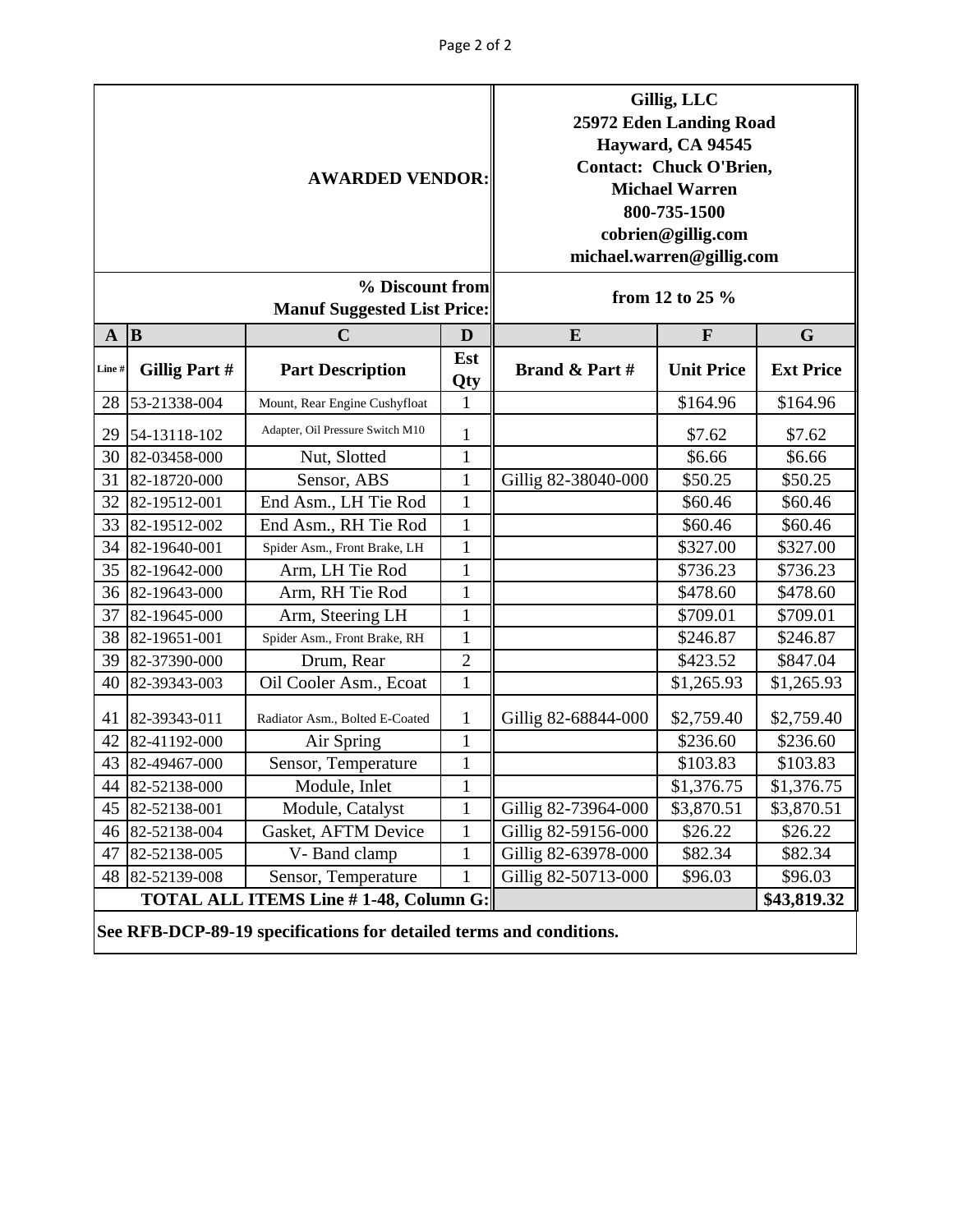| | | | | | | |
|---|---|---|---|---|---|---|
| **AWARDED VENDOR:** | | | | **Gillig, LLC**<br>**25972 Eden Landing Road**<br>**Hayward, CA 94545**<br>**Contact: Chuck O'Brien, Michael Warren**<br>**800-735-1500**<br>**cobrien@gillig.com**<br>**michael.warren@gillig.com** | | |
| **% Discount from Manuf Suggested List Price:** | | | | **from 12 to 25 %** | | |
| **A** | **B** | **C** | **D** | **E** | **F** | **G** |
| **Line #** | **Gillig Part #** | **Part Description** | **Est Qty** | **Brand & Part #** | **Unit Price** | **Ext Price** |
| 28 | 53-21338-004 | Mount, Rear Engine Cushyfloat | 1 | | $164.96 | $164.96 |
| 29 | 54-13118-102 | Adapter, Oil Pressure Switch M10 | 1 | | $7.62 | $7.62 |
| 30 | 82-03458-000 | Nut, Slotted | 1 | | $6.66 | $6.66 |
| 31 | 82-18720-000 | Sensor, ABS | 1 | Gillig 82-38040-000 | $50.25 | $50.25 |
| 32 | 82-19512-001 | End Asm., LH Tie Rod | 1 | | $60.46 | $60.46 |
| 33 | 82-19512-002 | End Asm., RH Tie Rod | 1 | | $60.46 | $60.46 |
| 34 | 82-19640-001 | Spider Asm., Front Brake, LH | 1 | | $327.00 | $327.00 |
| 35 | 82-19642-000 | Arm, LH Tie Rod | 1 | | $736.23 | $736.23 |
| 36 | 82-19643-000 | Arm, RH Tie Rod | 1 | | $478.60 | $478.60 |
| 37 | 82-19645-000 | Arm, Steering LH | 1 | | $709.01 | $709.01 |
| 38 | 82-19651-001 | Spider Asm., Front Brake, RH | 1 | | $246.87 | $246.87 |
| 39 | 82-37390-000 | Drum, Rear | 2 | | $423.52 | $847.04 |
| 40 | 82-39343-003 | Oil Cooler Asm., Ecoat | 1 | | $1,265.93 | $1,265.93 |
| 41 | 82-39343-011 | Radiator Asm., Bolted E-Coated | 1 | Gillig 82-68844-000 | $2,759.40 | $2,759.40 |
| 42 | 82-41192-000 | Air Spring | 1 | | $236.60 | $236.60 |
| 43 | 82-49467-000 | Sensor, Temperature | 1 | | $103.83 | $103.83 |
| 44 | 82-52138-000 | Module, Inlet | 1 | | $1,376.75 | $1,376.75 |
| 45 | 82-52138-001 | Module, Catalyst | 1 | Gillig 82-73964-000 | $3,870.51 | $3,870.51 |
| 46 | 82-52138-004 | Gasket, AFTM Device | 1 | Gillig 82-59156-000 | $26.22 | $26.22 |
| 47 | 82-52138-005 | V- Band clamp | 1 | Gillig 82-63978-000 | $82.34 | $82.34 |
| 48 | 82-52139-008 | Sensor, Temperature | 1 | Gillig 82-50713-000 | $96.03 | $96.03 |
| **TOTAL ALL ITEMS Line # 1-48, Column G:** | | | | | | **$43,819.32** |

**See RFB-DCP-89-19 specifications for detailed terms and conditions.**